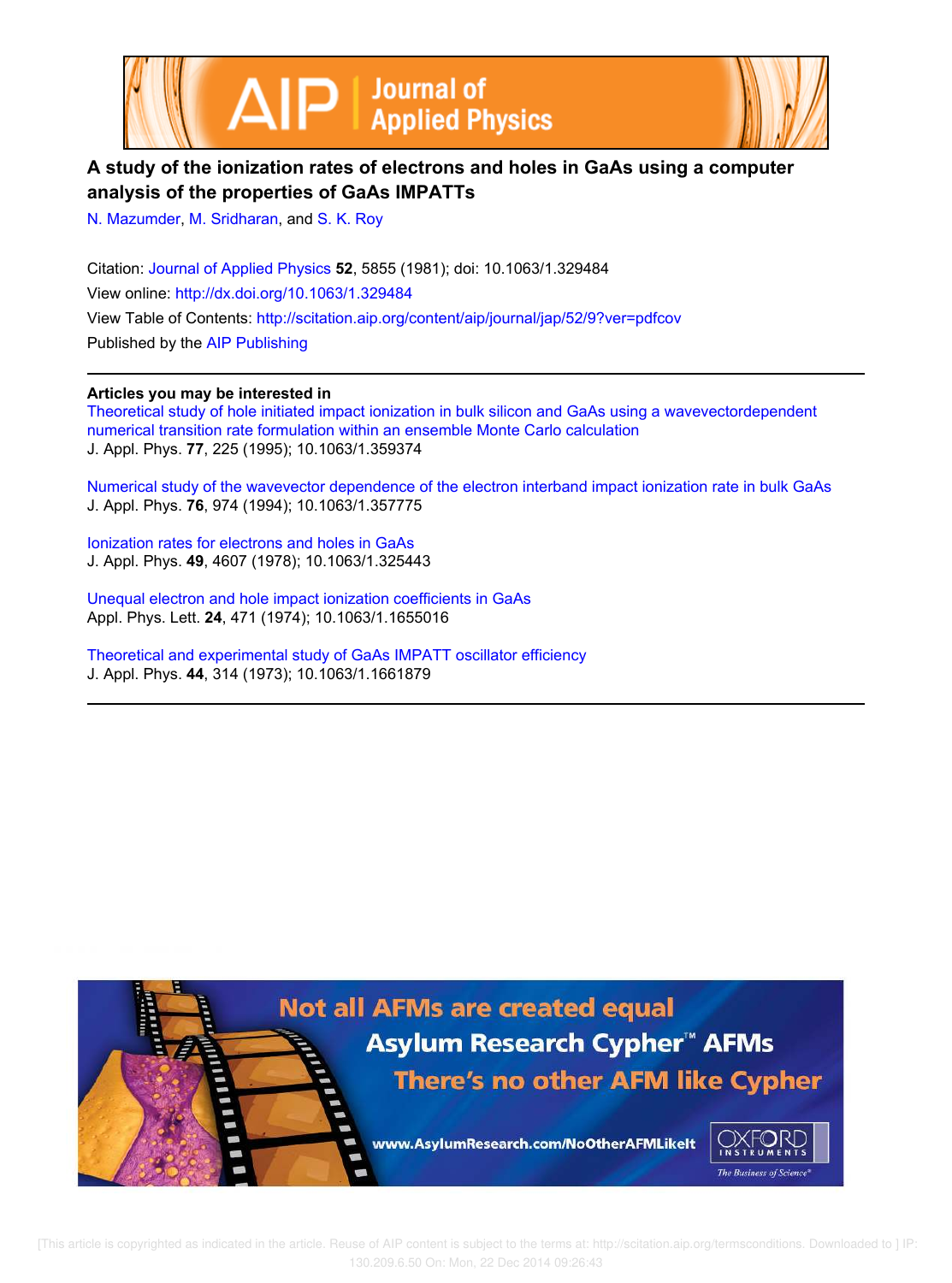# A study of the ionization rates of electrons and holes in GaAs using a computer analysis of the properties of GaAs IMPATTs

N. Mazumder, M. Sridharan, and S. K. Roy

Citation: Journal of Applied Physics **52**, 5855 (1981); doi: 10.1063/1.329484
View online: http://dx.doi.org/10.1063/1.329484
View Table of Contents: http://scitation.aip.org/content/aip/journal/jap/52/9?ver=pdfcov
Published by the AIP Publishing

---

**Articles you may be interested in**

Theoretical study of hole initiated impact ionization in bulk silicon and GaAs using a wavevectordependent numerical transition rate formulation within an ensemble Monte Carlo calculation
J. Appl. Phys. **77**, 225 (1995); 10.1063/1.359374

Numerical study of the wavevector dependence of the electron interband impact ionization rate in bulk GaAs
J. Appl. Phys. **76**, 974 (1994); 10.1063/1.357775

Ionization rates for electrons and holes in GaAs
J. Appl. Phys. **49**, 4607 (1978); 10.1063/1.325443

Unequal electron and hole impact ionization coefficients in GaAs
Appl. Phys. Lett. **24**, 471 (1974); 10.1063/1.1655016

Theoretical and experimental study of GaAs IMPATT oscillator efficiency
J. Appl. Phys. **44**, 314 (1973); 10.1063/1.1661879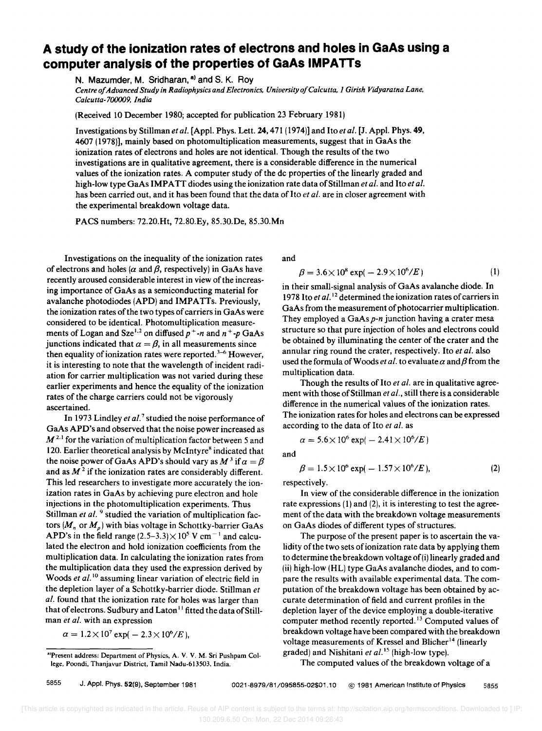# A study of the ionization rates of electrons and holes in GaAs using a computer analysis of the properties of GaAs IMPATTs

N. Mazumder, M. Sridharan,[a] and S. K. Roy

*Centre of Advanced Study in Radiophysics and Electronics, University of Calcutta, 1 Girish Vidyaratna Lane, Calcutta-700009, India*

(Received 10 December 1980; accepted for publication 23 February 1981)

Investigations by Stillman *et al.* [Appl. Phys. Lett. **24**, 471 (1974)] and Ito *et al.* [J. Appl. Phys. **49**, 4607 (1978)], mainly based on photomultiplication measurements, suggest that in GaAs the ionization rates of electrons and holes are not identical. Though the results of the two investigations are in qualitative agreement, there is a considerable difference in the numerical values of the ionization rates. A computer study of the dc properties of the linearly graded and high-low type GaAs IMPATT diodes using the ionization rate data of Stillman *et al.* and Ito *et al.* has been carried out, and it has been found that the data of Ito *et al.* are in closer agreement with the experimental breakdown voltage data.

PACS numbers: 72.20.Ht, 72.80.Ey, 85.30.De, 85.30.Mn

Investigations on the inequality of the ionization rates of electrons and holes ($\alpha$ and $\beta$, respectively) in GaAs have recently aroused considerable interest in view of the increasing importance of GaAs as a semiconducting material for avalanche photodiodes (APD) and IMPATTs. Previously, the ionization rates of the two types of carriers in GaAs were considered to be identical. Photomultiplication measurements of Logan and Sze[1,2] on diffused $p^+$-$n$ and $n^+$-$p$ GaAs junctions indicated that $\alpha = \beta$, in all measurements since then equality of ionization rates were reported.[3–6] However, it is interesting to note that the wavelength of incident radiation for carrier multiplication was not varied during these earlier experiments and hence the equality of the ionization rates of the charge carriers could not be vigorously ascertained.

In 1973 Lindley *et al.*[7] studied the noise performance of GaAs APD's and observed that the noise power increased as $M^{2.1}$ for the variation of multiplication factor between 5 and 120. Earlier theoretical analysis by McIntyre[8] indicated that the noise power of GaAs APD's should vary as $M^3$ if $\alpha = \beta$ and as $M^2$ if the ionization rates are considerably different. This led researchers to investigate more accurately the ionization rates in GaAs by achieving pure electron and hole injections in the photomultiplication experiments. Thus Stillman *et al.*[9] studied the variation of multiplication factors ($M_n$ or $M_p$) with bias voltage in Schottky-barrier GaAs APD's in the field range $(2.5–3.3)\times 10^5$ V cm$^{-1}$ and calculated the electron and hold ionization coefficients from the multiplication data. In calculating the ionization rates from the multiplication data they used the expression derived by Woods *et al.*[10] assuming linear variation of electric field in the depletion layer of a Schottky-barrier diode. Stillman *et al.* found that the ionization rate for holes was larger than that of electrons. Sudbury and Laton[11] fitted the data of Stillman *et al.* with an expression

$$\alpha = 1.2\times 10^7 \exp(-2.3\times 10^6/E),$$

and

$$\beta = 3.6\times 10^8 \exp(-2.9\times 10^6/E) \tag{1}$$

in their small-signal analysis of GaAs avalanche diode. In 1978 Ito *et al.*[12] determined the ionization rates of carriers in GaAs from the measurement of photocarrier multiplication. They employed a GaAs $p$-$n$ junction having a crater mesa structure so that pure injection of holes and electrons could be obtained by illuminating the center of the crater and the annular ring round the crater, respectively. Ito *et al.* also used the formula of Woods *et al.* to evaluate $\alpha$ and $\beta$ from the multiplication data.

Though the results of Ito *et al.* are in qualitative agreement with those of Stillman *et al.*, still there is a considerable difference in the numerical values of the ionization rates. The ionization rates for holes and electrons can be expressed according to the data of Ito *et al.* as

$$\alpha = 5.6\times 10^6 \exp(-2.41\times 10^6/E)$$

and

$$\beta = 1.5\times 10^6 \exp(-1.57\times 10^6/E), \tag{2}$$

respectively.

In view of the considerable difference in the ionization rate expressions (1) and (2), it is interesting to test the agreement of the data with the breakdown voltage measurements on GaAs diodes of different types of structures.

The purpose of the present paper is to ascertain the validity of the two sets of ionization rate data by applying them to determine the breakdown voltage of (i) linearly graded and (ii) high-low (HL) type GaAs avalanche diodes, and to compare the results with available experimental data. The computation of the breakdown voltage has been obtained by accurate determination of field and current profiles in the depletion layer of the device employing a double-iterative computer method recently reported.[13] Computed values of breakdown voltage have been compared with the breakdown voltage measurements of Kressel and Blicher[14] (linearly graded) and Nishitani *et al.*[15] (high-low type).

The computed values of the breakdown voltage of a

[a] Present address: Department of Physics, A. V. V. M. Sri Pushpam College, Poondi, Thanjavur District, Tamil Nadu-613503, India.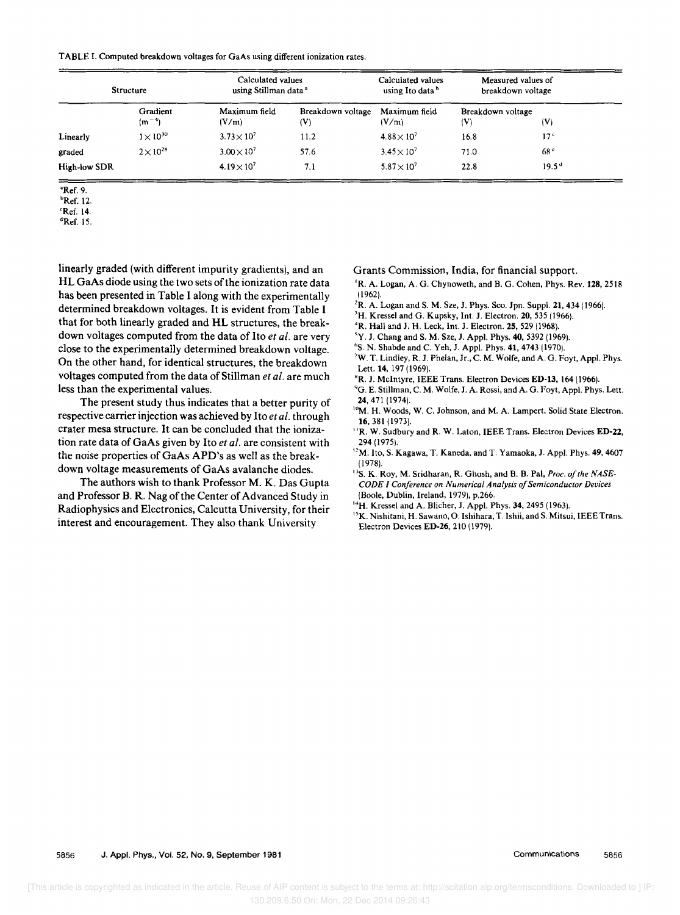TABLE I. Computed breakdown voltages for GaAs using different ionization rates.

| Structure | | Calculated values using Stillman data[a] | | Calculated values using Ito data[b] | | Measured values of breakdown voltage |
|---|---|---|---|---|---|---|
| | Gradient ($m^{-4}$) | Maximum field (V/m) | Breakdown voltage (V) | Maximum field (V/m) | Breakdown voltage (V) | (V) |
| Linearly | $1\times10^{30}$ | $3.73\times10^{7}$ | 11.2 | $4.88\times10^{7}$ | 16.8 | 17[c] |
| graded | $2\times10^{28}$ | $3.00\times10^{7}$ | 57.6 | $3.45\times10^{7}$ | 71.0 | 68[c] |
| High-low SDR | | $4.19\times10^{7}$ | 7.1 | $5.87\times10^{7}$ | 22.8 | 19.5[d] |

[a]Ref. 9.
[b]Ref. 12.
[c]Ref. 14.
[d]Ref. 15.

linearly graded (with different impurity gradients), and an HL GaAs diode using the two sets of the ionization rate data has been presented in Table I along with the experimentally determined breakdown voltages. It is evident from Table I that for both linearly graded and HL structures, the breakdown voltages computed from the data of Ito *et al.* are very close to the experimentally determined breakdown voltage. On the other hand, for identical structures, the breakdown voltages computed from the data of Stillman *et al.* are much less than the experimental values.

The present study thus indicates that a better purity of respective carrier injection was achieved by Ito *et al.* through crater mesa structure. It can be concluded that the ionization rate data of GaAs given by Ito *et al.* are consistent with the noise properties of GaAs APD's as well as the breakdown voltage measurements of GaAs avalanche diodes.

The authors wish to thank Professor M. K. Das Gupta and Professor B. R. Nag of the Center of Advanced Study in Radiophysics and Electronics, Calcutta University, for their interest and encouragement. They also thank University Grants Commission, India, for financial support.

[1]R. A. Logan, A. G. Chynoweth, and B. G. Cohen, Phys. Rev. **128**, 2518 (1962).
[2]R. A. Logan and S. M. Sze, J. Phys. Sco. Jpn. Suppl. **21**, 434 (1966).
[3]H. Kressel and G. Kupsky, Int. J. Electron. **20**, 535 (1966).
[4]R. Hall and J. H. Leck, Int. J. Electron. **25**, 529 (1968).
[5]Y. J. Chang and S. M. Sze, J. Appl. Phys. **40**, 5392 (1969).
[6]S. N. Shabde and C. Yeh, J. Appl. Phys. **41**, 4743 (1970).
[7]W. T. Lindley, R. J. Phelan, Jr., C. M. Wolfe, and A. G. Foyt, Appl. Phys. Lett. **14**, 197 (1969).
[8]R. J. McIntyre, IEEE Trans. Electron Devices **ED-13**, 164 (1966).
[9]G. E. Stillman, C. M. Wolfe, J. A. Rossi, and A. G. Foyt, Appl. Phys. Lett. **24**, 471 (1974).
[10]M. H. Woods, W. C. Johnson, and M. A. Lampert, Solid State Electron. **16**, 381 (1973).
[11]R. W. Sudbury and R. W. Laton, IEEE Trans. Electron Devices **ED-22**, 294 (1975).
[12]M. Ito, S. Kagawa, T. Kaneda, and T. Yamaoka, J. Appl. Phys. **49**, 4607 (1978).
[13]S. K. Roy, M. Sridharan, R. Ghosh, and B. B. Pal, *Proc. of the NASE-CODE I Conference on Numerical Analysis of Semiconductor Devices* (Boole, Dublin, Ireland, 1979), p.266.
[14]H. Kressel and A. Blicher, J. Appl. Phys. **34**, 2495 (1963).
[15]K. Nishitani, H. Sawano, O. Ishihara, T. Ishii, and S. Mitsui, IEEE Trans. Electron Devices **ED-26**, 210 (1979).